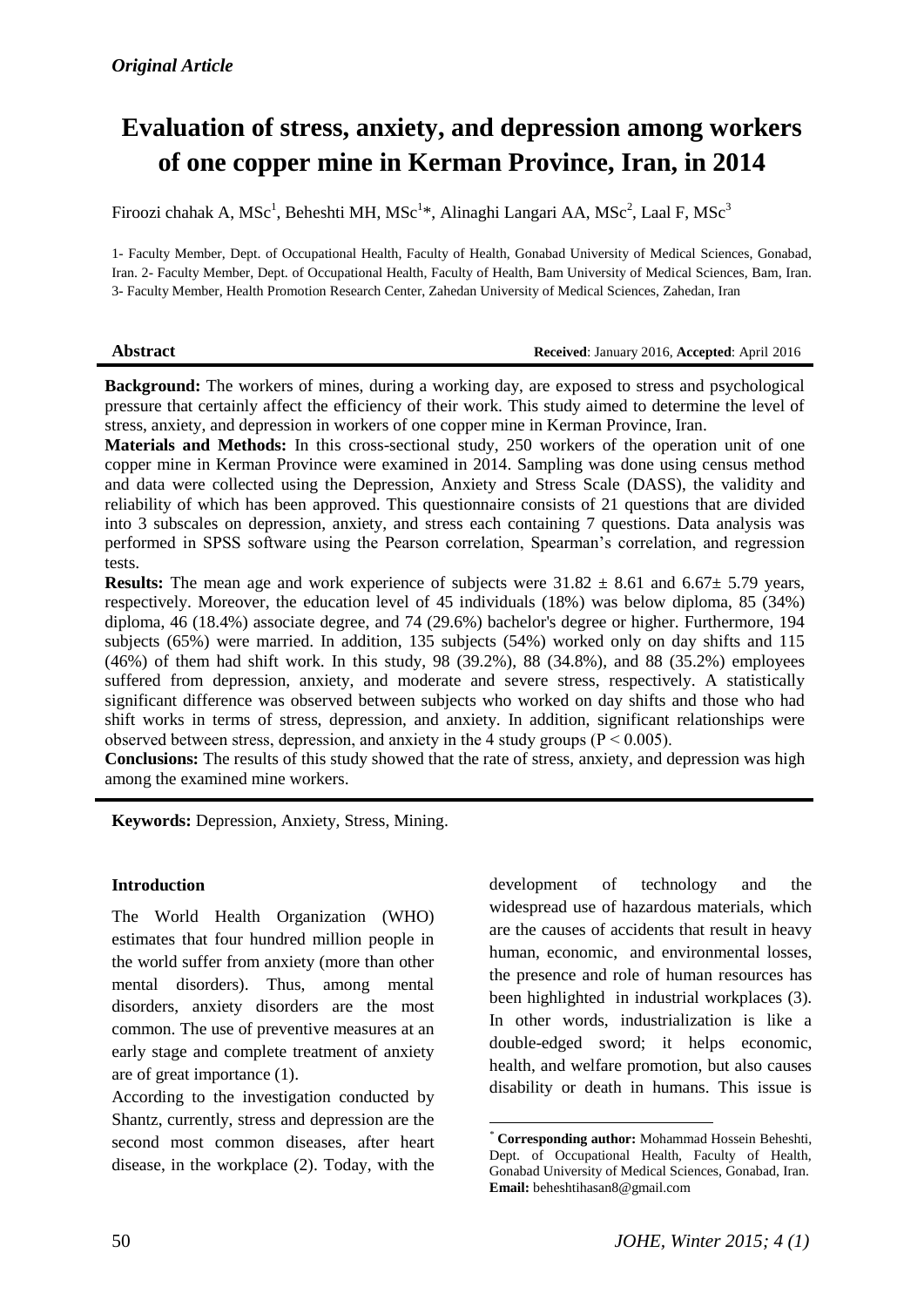*Original Article*

# Evaluation of stress, anxiety, and depression among workers of one copper mine in Kerman Province, Iran, in 2014

Firoozi chahak A, MSc[1], Beheshti MH, MSc[1]*, Alinaghi Langari AA, MSc[2], Laal F, MSc[3]

1- Faculty Member, Dept. of Occupational Health, Faculty of Health, Gonabad University of Medical Sciences, Gonabad, Iran. 2- Faculty Member, Dept. of Occupational Health, Faculty of Health, Bam University of Medical Sciences, Bam, Iran. 3- Faculty Member, Health Promotion Research Center, Zahedan University of Medical Sciences, Zahedan, Iran

**Abstract** **Received**: January 2016, **Accepted**: April 2016

**Background:** The workers of mines, during a working day, are exposed to stress and psychological pressure that certainly affect the efficiency of their work. This study aimed to determine the level of stress, anxiety, and depression in workers of one copper mine in Kerman Province, Iran.

**Materials and Methods:** In this cross-sectional study, 250 workers of the operation unit of one copper mine in Kerman Province were examined in 2014. Sampling was done using census method and data were collected using the Depression, Anxiety and Stress Scale (DASS), the validity and reliability of which has been approved. This questionnaire consists of 21 questions that are divided into 3 subscales on depression, anxiety, and stress each containing 7 questions. Data analysis was performed in SPSS software using the Pearson correlation, Spearman's correlation, and regression tests.

**Results:** The mean age and work experience of subjects were 31.82 ± 8.61 and 6.67± 5.79 years, respectively. Moreover, the education level of 45 individuals (18%) was below diploma, 85 (34%) diploma, 46 (18.4%) associate degree, and 74 (29.6%) bachelor's degree or higher. Furthermore, 194 subjects (65%) were married. In addition, 135 subjects (54%) worked only on day shifts and 115 (46%) of them had shift work. In this study, 98 (39.2%), 88 (34.8%), and 88 (35.2%) employees suffered from depression, anxiety, and moderate and severe stress, respectively. A statistically significant difference was observed between subjects who worked on day shifts and those who had shift works in terms of stress, depression, and anxiety. In addition, significant relationships were observed between stress, depression, and anxiety in the 4 study groups ($P < 0.005$).

**Conclusions:** The results of this study showed that the rate of stress, anxiety, and depression was high among the examined mine workers.

**Keywords:** Depression, Anxiety, Stress, Mining.

## Introduction

The World Health Organization (WHO) estimates that four hundred million people in the world suffer from anxiety (more than other mental disorders). Thus, among mental disorders, anxiety disorders are the most common. The use of preventive measures at an early stage and complete treatment of anxiety are of great importance (1).

According to the investigation conducted by Shantz, currently, stress and depression are the second most common diseases, after heart disease, in the workplace (2). Today, with the development of technology and the widespread use of hazardous materials, which are the causes of accidents that result in heavy human, economic, and environmental losses, the presence and role of human resources has been highlighted in industrial workplaces (3). In other words, industrialization is like a double-edged sword; it helps economic, health, and welfare promotion, but also causes disability or death in humans. This issue is

* **Corresponding author:** Mohammad Hossein Beheshti, Dept. of Occupational Health, Faculty of Health, Gonabad University of Medical Sciences, Gonabad, Iran. **Email:** beheshtihasan8@gmail.com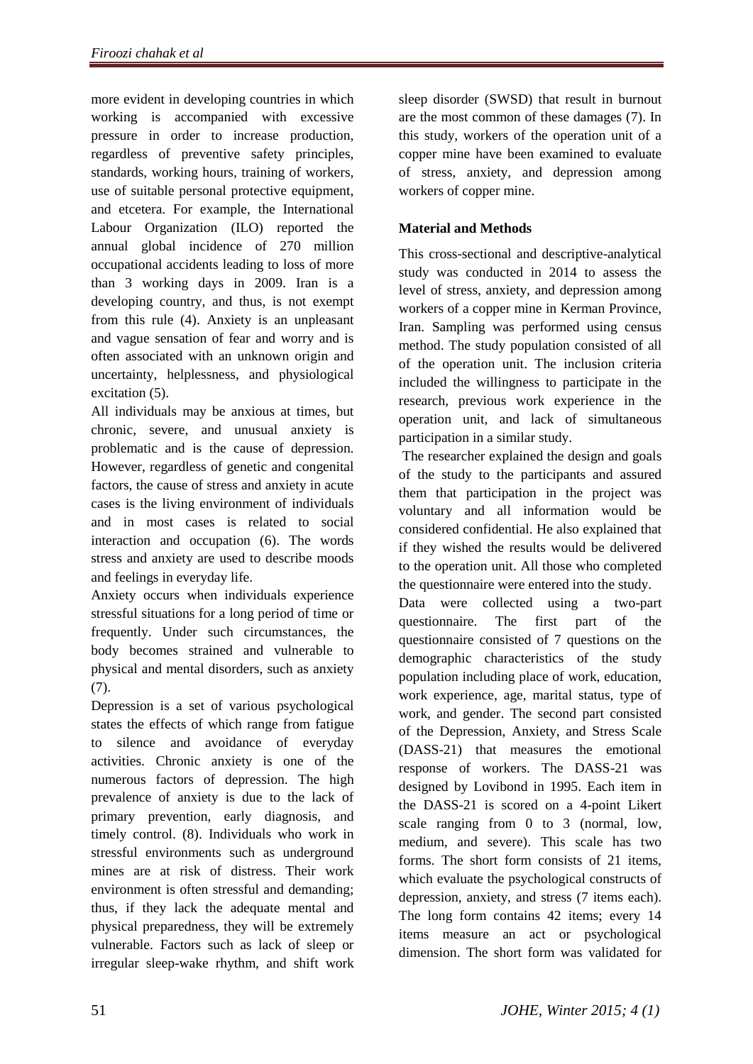more evident in developing countries in which working is accompanied with excessive pressure in order to increase production, regardless of preventive safety principles, standards, working hours, training of workers, use of suitable personal protective equipment, and etcetera. For example, the International Labour Organization (ILO) reported the annual global incidence of 270 million occupational accidents leading to loss of more than 3 working days in 2009. Iran is a developing country, and thus, is not exempt from this rule (4). Anxiety is an unpleasant and vague sensation of fear and worry and is often associated with an unknown origin and uncertainty, helplessness, and physiological excitation (5).

All individuals may be anxious at times, but chronic, severe, and unusual anxiety is problematic and is the cause of depression. However, regardless of genetic and congenital factors, the cause of stress and anxiety in acute cases is the living environment of individuals and in most cases is related to social interaction and occupation (6). The words stress and anxiety are used to describe moods and feelings in everyday life.

Anxiety occurs when individuals experience stressful situations for a long period of time or frequently. Under such circumstances, the body becomes strained and vulnerable to physical and mental disorders, such as anxiety (7).

Depression is a set of various psychological states the effects of which range from fatigue to silence and avoidance of everyday activities. Chronic anxiety is one of the numerous factors of depression. The high prevalence of anxiety is due to the lack of primary prevention, early diagnosis, and timely control. (8). Individuals who work in stressful environments such as underground mines are at risk of distress. Their work environment is often stressful and demanding; thus, if they lack the adequate mental and physical preparedness, they will be extremely vulnerable. Factors such as lack of sleep or irregular sleep-wake rhythm, and shift work sleep disorder (SWSD) that result in burnout are the most common of these damages (7). In this study, workers of the operation unit of a copper mine have been examined to evaluate of stress, anxiety, and depression among workers of copper mine.

## Material and Methods

This cross-sectional and descriptive-analytical study was conducted in 2014 to assess the level of stress, anxiety, and depression among workers of a copper mine in Kerman Province, Iran. Sampling was performed using census method. The study population consisted of all of the operation unit. The inclusion criteria included the willingness to participate in the research, previous work experience in the operation unit, and lack of simultaneous participation in a similar study.

The researcher explained the design and goals of the study to the participants and assured them that participation in the project was voluntary and all information would be considered confidential. He also explained that if they wished the results would be delivered to the operation unit. All those who completed the questionnaire were entered into the study.

Data were collected using a two-part questionnaire. The first part of the questionnaire consisted of 7 questions on the demographic characteristics of the study population including place of work, education, work experience, age, marital status, type of work, and gender. The second part consisted of the Depression, Anxiety, and Stress Scale (DASS-21) that measures the emotional response of workers. The DASS-21 was designed by Lovibond in 1995. Each item in the DASS-21 is scored on a 4-point Likert scale ranging from 0 to 3 (normal, low, medium, and severe). This scale has two forms. The short form consists of 21 items, which evaluate the psychological constructs of depression, anxiety, and stress (7 items each). The long form contains 42 items; every 14 items measure an act or psychological dimension. The short form was validated for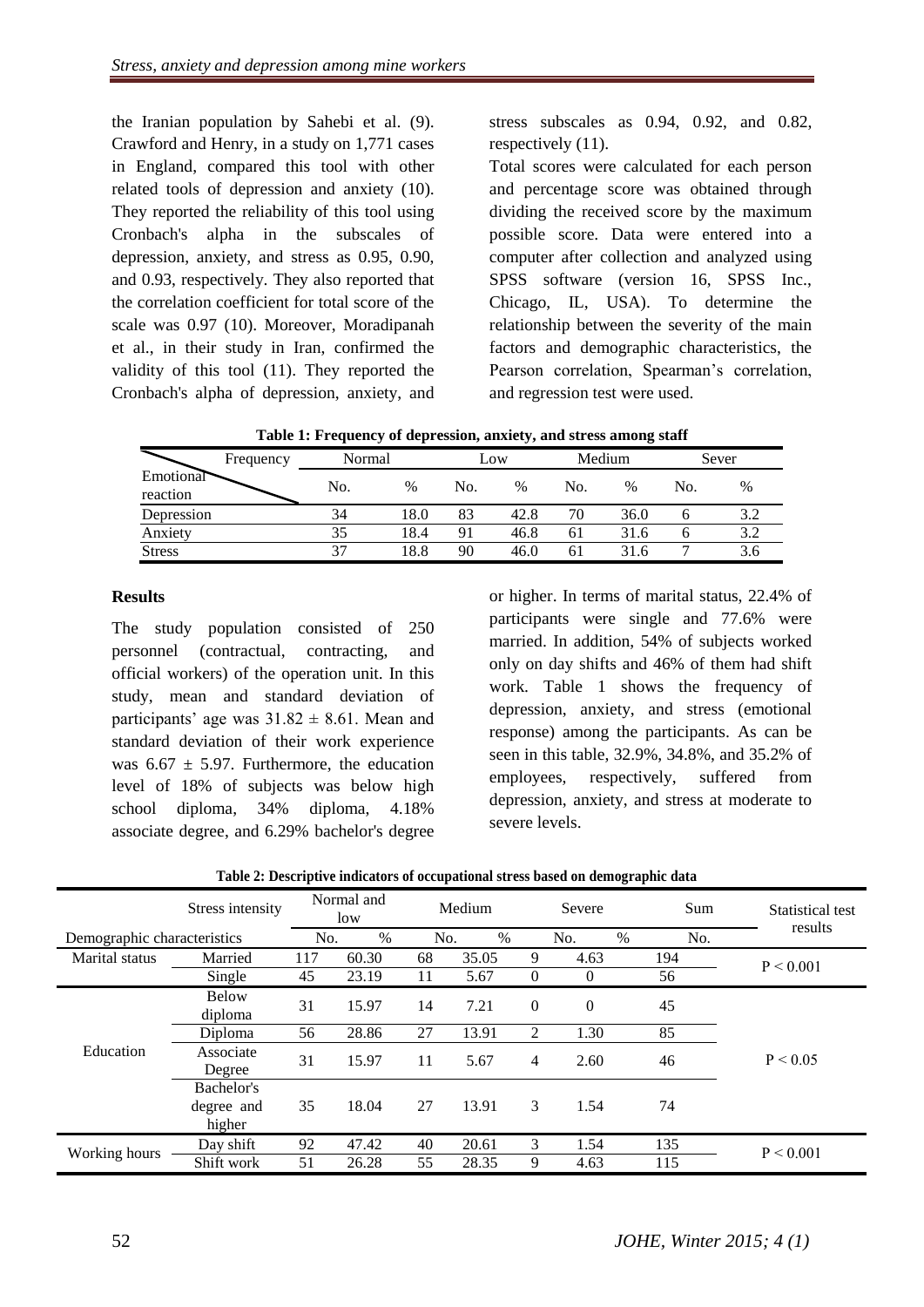the Iranian population by Sahebi et al. (9). Crawford and Henry, in a study on 1,771 cases in England, compared this tool with other related tools of depression and anxiety (10). They reported the reliability of this tool using Cronbach's alpha in the subscales of depression, anxiety, and stress as 0.95, 0.90, and 0.93, respectively. They also reported that the correlation coefficient for total score of the scale was 0.97 (10). Moreover, Moradipanah et al., in their study in Iran, confirmed the validity of this tool (11). They reported the Cronbach's alpha of depression, anxiety, and stress subscales as 0.94, 0.92, and 0.82, respectively (11).

Total scores were calculated for each person and percentage score was obtained through dividing the received score by the maximum possible score. Data were entered into a computer after collection and analyzed using SPSS software (version 16, SPSS Inc., Chicago, IL, USA). To determine the relationship between the severity of the main factors and demographic characteristics, the Pearson correlation, Spearman's correlation, and regression test were used.

**Table 1: Frequency of depression, anxiety, and stress among staff**

| Frequency / Emotional reaction | Normal | | Low | | Medium | | Sever | |
|---|---|---|---|---|---|---|---|---|
| | No. | % | No. | % | No. | % | No. | % |
| Depression | 34 | 18.0 | 83 | 42.8 | 70 | 36.0 | 6 | 3.2 |
| Anxiety | 35 | 18.4 | 91 | 46.8 | 61 | 31.6 | 6 | 3.2 |
| Stress | 37 | 18.8 | 90 | 46.0 | 61 | 31.6 | 7 | 3.6 |

## Results

The study population consisted of 250 personnel (contractual, contracting, and official workers) of the operation unit. In this study, mean and standard deviation of participants' age was $31.82 \pm 8.61$. Mean and standard deviation of their work experience was $6.67 \pm 5.97$. Furthermore, the education level of 18% of subjects was below high school diploma, 34% diploma, 4.18% associate degree, and 6.29% bachelor's degree or higher. In terms of marital status, 22.4% of participants were single and 77.6% were married. In addition, 54% of subjects worked only on day shifts and 46% of them had shift work. Table 1 shows the frequency of depression, anxiety, and stress (emotional response) among the participants. As can be seen in this table, 32.9%, 34.8%, and 35.2% of employees, respectively, suffered from depression, anxiety, and stress at moderate to severe levels.

**Table 2: Descriptive indicators of occupational stress based on demographic data**

| Demographic characteristics | Stress intensity | Normal and low | | Medium | | Severe | | Sum | Statistical test results |
|---|---|---|---|---|---|---|---|---|---|
| | | No. | % | No. | % | No. | % | No. | |
| Marital status | Married | 117 | 60.30 | 68 | 35.05 | 9 | 4.63 | 194 | P < 0.001 |
| | Single | 45 | 23.19 | 11 | 5.67 | 0 | 0 | 56 | |
| Education | Below diploma | 31 | 15.97 | 14 | 7.21 | 0 | 0 | 45 | P < 0.05 |
| | Diploma | 56 | 28.86 | 27 | 13.91 | 2 | 1.30 | 85 | |
| | Associate Degree | 31 | 15.97 | 11 | 5.67 | 4 | 2.60 | 46 | |
| | Bachelor's degree and higher | 35 | 18.04 | 27 | 13.91 | 3 | 1.54 | 74 | |
| Working hours | Day shift | 92 | 47.42 | 40 | 20.61 | 3 | 1.54 | 135 | P < 0.001 |
| | Shift work | 51 | 26.28 | 55 | 28.35 | 9 | 4.63 | 115 | |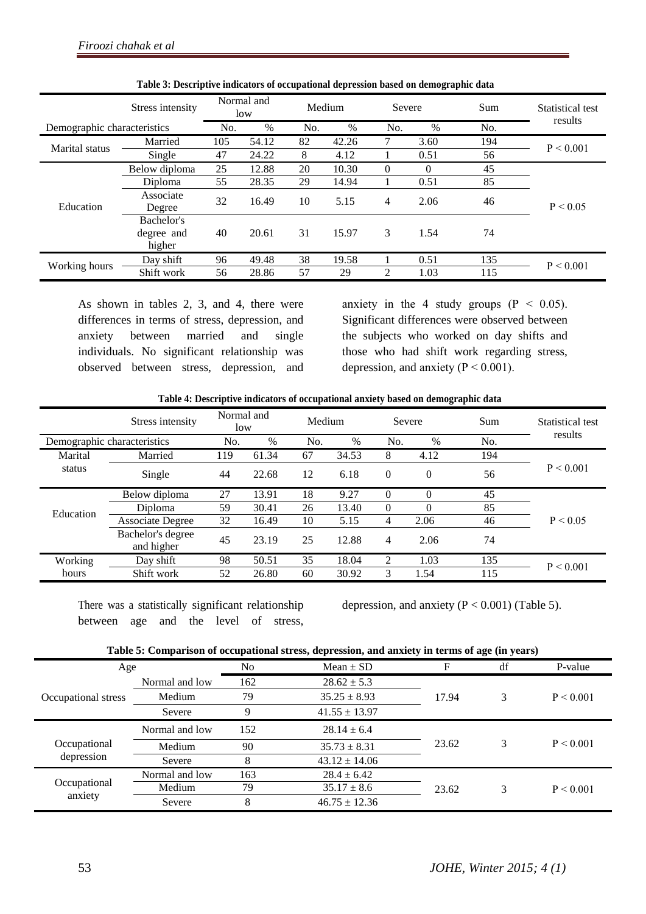**Table 3: Descriptive indicators of occupational depression based on demographic data**

| Demographic characteristics | Stress intensity | Normal and low | | Medium | | Severe | | Sum | Statistical test results |
|---|---|---|---|---|---|---|---|---|---|
| | | No. | % | No. | % | No. | % | No. | |
| Marital status | Married | 105 | 54.12 | 82 | 42.26 | 7 | 3.60 | 194 | P < 0.001 |
| | Single | 47 | 24.22 | 8 | 4.12 | 1 | 0.51 | 56 | |
| Education | Below diploma | 25 | 12.88 | 20 | 10.30 | 0 | 0 | 45 | P < 0.05 |
| | Diploma | 55 | 28.35 | 29 | 14.94 | 1 | 0.51 | 85 | |
| | Associate Degree | 32 | 16.49 | 10 | 5.15 | 4 | 2.06 | 46 | |
| | Bachelor's degree and higher | 40 | 20.61 | 31 | 15.97 | 3 | 1.54 | 74 | |
| Working hours | Day shift | 96 | 49.48 | 38 | 19.58 | 1 | 0.51 | 135 | P < 0.001 |
| | Shift work | 56 | 28.86 | 57 | 29 | 2 | 1.03 | 115 | |

As shown in tables 2, 3, and 4, there were differences in terms of stress, depression, and anxiety between married and single individuals. No significant relationship was observed between stress, depression, and anxiety in the 4 study groups ($P < 0.05$). Significant differences were observed between the subjects who worked on day shifts and those who had shift work regarding stress, depression, and anxiety ($P < 0.001$).

**Table 4: Descriptive indicators of occupational anxiety based on demographic data**

| Demographic characteristics | Stress intensity | Normal and low | | Medium | | Severe | | Sum | Statistical test results |
|---|---|---|---|---|---|---|---|---|---|
| | | No. | % | No. | % | No. | % | No. | |
| Marital status | Married | 119 | 61.34 | 67 | 34.53 | 8 | 4.12 | 194 | P < 0.001 |
| | Single | 44 | 22.68 | 12 | 6.18 | 0 | 0 | 56 | |
| Education | Below diploma | 27 | 13.91 | 18 | 9.27 | 0 | 0 | 45 | P < 0.05 |
| | Diploma | 59 | 30.41 | 26 | 13.40 | 0 | 0 | 85 | |
| | Associate Degree | 32 | 16.49 | 10 | 5.15 | 4 | 2.06 | 46 | |
| | Bachelor's degree and higher | 45 | 23.19 | 25 | 12.88 | 4 | 2.06 | 74 | |
| Working hours | Day shift | 98 | 50.51 | 35 | 18.04 | 2 | 1.03 | 135 | P < 0.001 |
| | Shift work | 52 | 26.80 | 60 | 30.92 | 3 | 1.54 | 115 | |

There was a statistically significant relationship between age and the level of stress, depression, and anxiety ($P < 0.001$) (Table 5).

**Table 5: Comparison of occupational stress, depression, and anxiety in terms of age (in years)**

| Age | | No | Mean ± SD | F | df | P-value |
|---|---|---|---|---|---|---|
| Occupational stress | Normal and low | 162 | 28.62 ± 5.3 | 17.94 | 3 | P < 0.001 |
| | Medium | 79 | 35.25 ± 8.93 | | | |
| | Severe | 9 | 41.55 ± 13.97 | | | |
| Occupational depression | Normal and low | 152 | 28.14 ± 6.4 | 23.62 | 3 | P < 0.001 |
| | Medium | 90 | 35.73 ± 8.31 | | | |
| | Severe | 8 | 43.12 ± 14.06 | | | |
| Occupational anxiety | Normal and low | 163 | 28.4 ± 6.42 | 23.62 | 3 | P < 0.001 |
| | Medium | 79 | 35.17 ± 8.6 | | | |
| | Severe | 8 | 46.75 ± 12.36 | | | |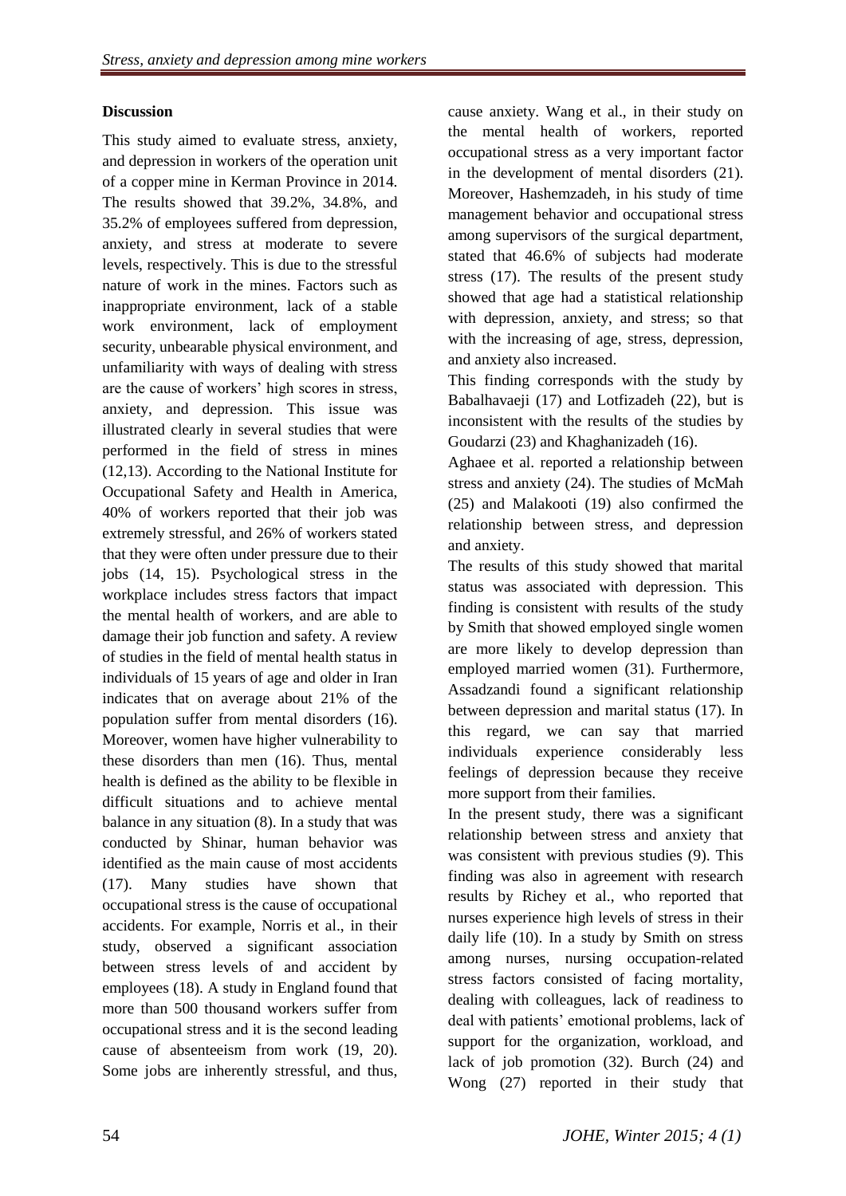## Discussion

This study aimed to evaluate stress, anxiety, and depression in workers of the operation unit of a copper mine in Kerman Province in 2014. The results showed that 39.2%, 34.8%, and 35.2% of employees suffered from depression, anxiety, and stress at moderate to severe levels, respectively. This is due to the stressful nature of work in the mines. Factors such as inappropriate environment, lack of a stable work environment, lack of employment security, unbearable physical environment, and unfamiliarity with ways of dealing with stress are the cause of workers' high scores in stress, anxiety, and depression. This issue was illustrated clearly in several studies that were performed in the field of stress in mines (12,13). According to the National Institute for Occupational Safety and Health in America, 40% of workers reported that their job was extremely stressful, and 26% of workers stated that they were often under pressure due to their jobs (14, 15). Psychological stress in the workplace includes stress factors that impact the mental health of workers, and are able to damage their job function and safety. A review of studies in the field of mental health status in individuals of 15 years of age and older in Iran indicates that on average about 21% of the population suffer from mental disorders (16). Moreover, women have higher vulnerability to these disorders than men (16). Thus, mental health is defined as the ability to be flexible in difficult situations and to achieve mental balance in any situation (8). In a study that was conducted by Shinar, human behavior was identified as the main cause of most accidents (17). Many studies have shown that occupational stress is the cause of occupational accidents. For example, Norris et al., in their study, observed a significant association between stress levels of and accident by employees (18). A study in England found that more than 500 thousand workers suffer from occupational stress and it is the second leading cause of absenteeism from work (19, 20). Some jobs are inherently stressful, and thus, cause anxiety. Wang et al., in their study on the mental health of workers, reported occupational stress as a very important factor in the development of mental disorders (21). Moreover, Hashemzadeh, in his study of time management behavior and occupational stress among supervisors of the surgical department, stated that 46.6% of subjects had moderate stress (17). The results of the present study showed that age had a statistical relationship with depression, anxiety, and stress; so that with the increasing of age, stress, depression, and anxiety also increased.

This finding corresponds with the study by Babalhavaeji (17) and Lotfizadeh (22), but is inconsistent with the results of the studies by Goudarzi (23) and Khaghanizadeh (16).

Aghaee et al. reported a relationship between stress and anxiety (24). The studies of McMah (25) and Malakooti (19) also confirmed the relationship between stress, and depression and anxiety.

The results of this study showed that marital status was associated with depression. This finding is consistent with results of the study by Smith that showed employed single women are more likely to develop depression than employed married women (31). Furthermore, Assadzandi found a significant relationship between depression and marital status (17). In this regard, we can say that married individuals experience considerably less feelings of depression because they receive more support from their families.

In the present study, there was a significant relationship between stress and anxiety that was consistent with previous studies (9). This finding was also in agreement with research results by Richey et al., who reported that nurses experience high levels of stress in their daily life (10). In a study by Smith on stress among nurses, nursing occupation-related stress factors consisted of facing mortality, dealing with colleagues, lack of readiness to deal with patients' emotional problems, lack of support for the organization, workload, and lack of job promotion (32). Burch (24) and Wong (27) reported in their study that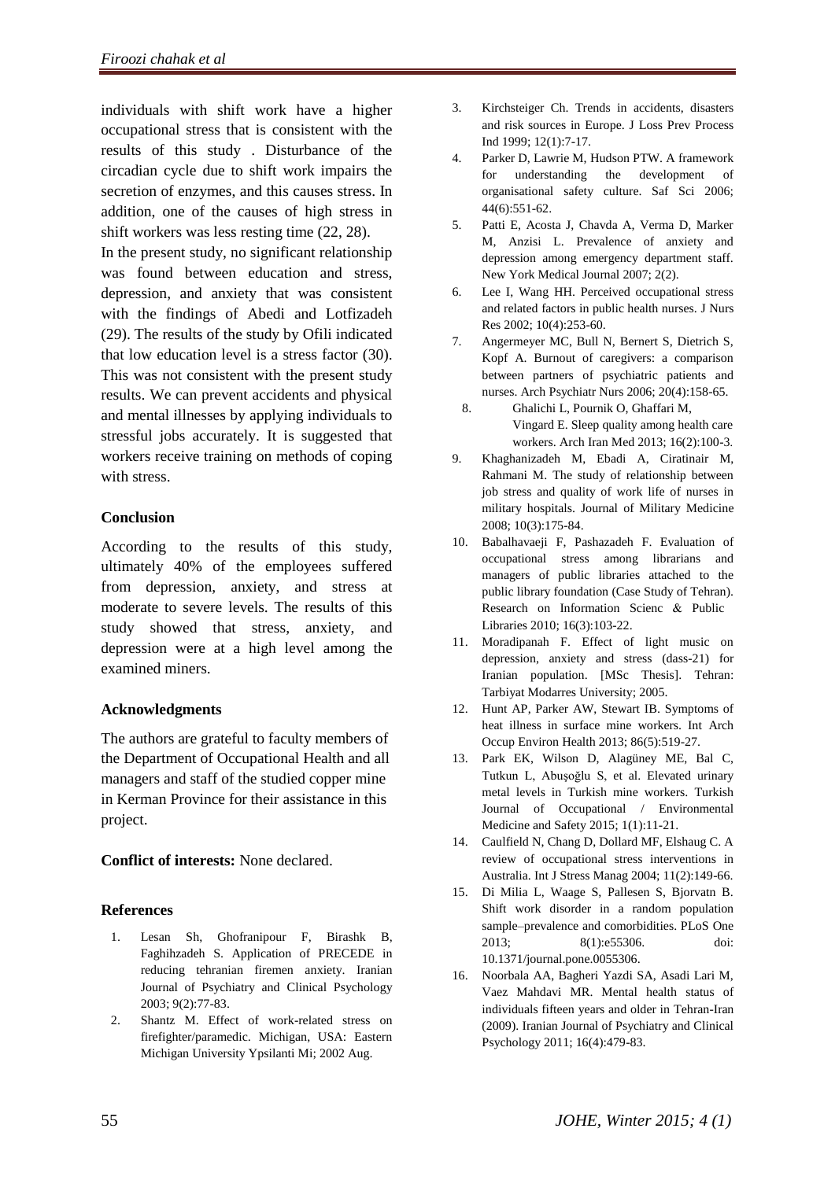individuals with shift work have a higher occupational stress that is consistent with the results of this study . Disturbance of the circadian cycle due to shift work impairs the secretion of enzymes, and this causes stress. In addition, one of the causes of high stress in shift workers was less resting time (22, 28).

In the present study, no significant relationship was found between education and stress, depression, and anxiety that was consistent with the findings of Abedi and Lotfizadeh (29). The results of the study by Ofili indicated that low education level is a stress factor (30). This was not consistent with the present study results. We can prevent accidents and physical and mental illnesses by applying individuals to stressful jobs accurately. It is suggested that workers receive training on methods of coping with stress.

## Conclusion

According to the results of this study, ultimately 40% of the employees suffered from depression, anxiety, and stress at moderate to severe levels. The results of this study showed that stress, anxiety, and depression were at a high level among the examined miners.

## Acknowledgments

The authors are grateful to faculty members of the Department of Occupational Health and all managers and staff of the studied copper mine in Kerman Province for their assistance in this project.

**Conflict of interests:** None declared.

## References

1. Lesan Sh, Ghofranipour F, Birashk B, Faghihzadeh S. Application of PRECEDE in reducing tehranian firemen anxiety. Iranian Journal of Psychiatry and Clinical Psychology 2003; 9(2):77-83.
2. Shantz M. Effect of work-related stress on firefighter/paramedic. Michigan, USA: Eastern Michigan University Ypsilanti Mi; 2002 Aug.
3. Kirchsteiger Ch. Trends in accidents, disasters and risk sources in Europe. J Loss Prev Process Ind 1999; 12(1):7-17.
4. Parker D, Lawrie M, Hudson PTW. A framework for understanding the development of organisational safety culture. Saf Sci 2006; 44(6):551-62.
5. Patti E, Acosta J, Chavda A, Verma D, Marker M, Anzisi L. Prevalence of anxiety and depression among emergency department staff. New York Medical Journal 2007; 2(2).
6. Lee I, Wang HH. Perceived occupational stress and related factors in public health nurses. J Nurs Res 2002; 10(4):253-60.
7. Angermeyer MC, Bull N, Bernert S, Dietrich S, Kopf A. Burnout of caregivers: a comparison between partners of psychiatric patients and nurses. Arch Psychiatr Nurs 2006; 20(4):158-65.
8. Ghalichi L, Pournik O, Ghaffari M, Vingard E. Sleep quality among health care workers. Arch Iran Med 2013; 16(2):100-3.
9. Khaghanizadeh M, Ebadi A, Ciratinair M, Rahmani M. The study of relationship between job stress and quality of work life of nurses in military hospitals. Journal of Military Medicine 2008; 10(3):175-84.
10. Babalhavaeji F, Pashazadeh F. Evaluation of occupational stress among librarians and managers of public libraries attached to the public library foundation (Case Study of Tehran). Research on Information Scienc & Public Libraries 2010; 16(3):103-22.
11. Moradipanah F. Effect of light music on depression, anxiety and stress (dass-21) for Iranian population. [MSc Thesis]. Tehran: Tarbiyat Modarres University; 2005.
12. Hunt AP, Parker AW, Stewart IB. Symptoms of heat illness in surface mine workers. Int Arch Occup Environ Health 2013; 86(5):519-27.
13. Park EK, Wilson D, Alagüney ME, Bal C, Tutkun L, Abuşoğlu S, et al. Elevated urinary metal levels in Turkish mine workers. Turkish Journal of Occupational / Environmental Medicine and Safety 2015; 1(1):11-21.
14. Caulfield N, Chang D, Dollard MF, Elshaug C. A review of occupational stress interventions in Australia. Int J Stress Manag 2004; 11(2):149-66.
15. Di Milia L, Waage S, Pallesen S, Bjorvatn B. Shift work disorder in a random population sample–prevalence and comorbidities. PLoS One 2013; 8(1):e55306. doi: 10.1371/journal.pone.0055306.
16. Noorbala AA, Bagheri Yazdi SA, Asadi Lari M, Vaez Mahdavi MR. Mental health status of individuals fifteen years and older in Tehran-Iran (2009). Iranian Journal of Psychiatry and Clinical Psychology 2011; 16(4):479-83.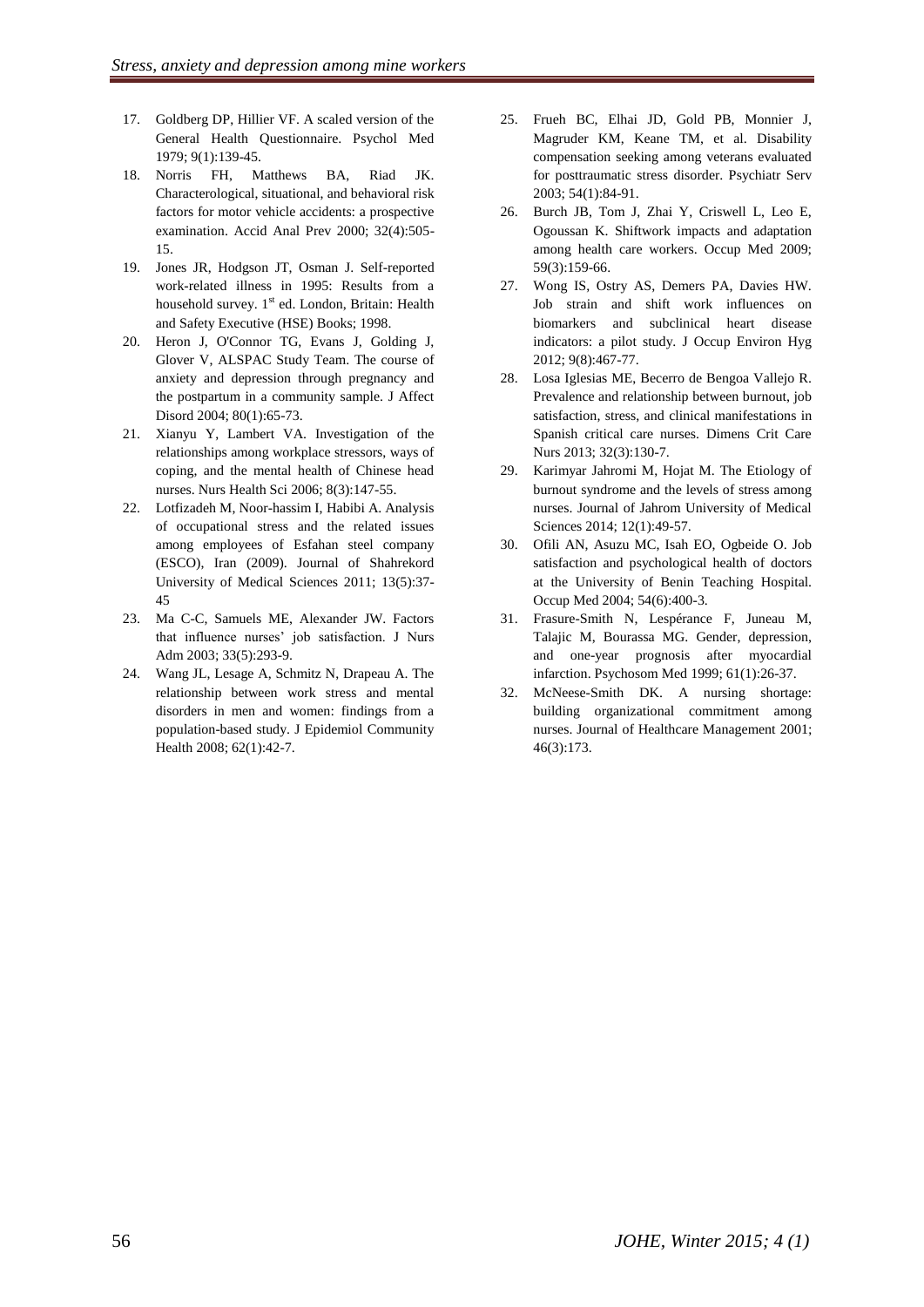17. Goldberg DP, Hillier VF. A scaled version of the General Health Questionnaire. Psychol Med 1979; 9(1):139-45.
18. Norris FH, Matthews BA, Riad JK. Characterological, situational, and behavioral risk factors for motor vehicle accidents: a prospective examination. Accid Anal Prev 2000; 32(4):505-15.
19. Jones JR, Hodgson JT, Osman J. Self-reported work-related illness in 1995: Results from a household survey. 1st ed. London, Britain: Health and Safety Executive (HSE) Books; 1998.
20. Heron J, O'Connor TG, Evans J, Golding J, Glover V, ALSPAC Study Team. The course of anxiety and depression through pregnancy and the postpartum in a community sample. J Affect Disord 2004; 80(1):65-73.
21. Xianyu Y, Lambert VA. Investigation of the relationships among workplace stressors, ways of coping, and the mental health of Chinese head nurses. Nurs Health Sci 2006; 8(3):147-55.
22. Lotfizadeh M, Noor-hassim I, Habibi A. Analysis of occupational stress and the related issues among employees of Esfahan steel company (ESCO), Iran (2009). Journal of Shahrekord University of Medical Sciences 2011; 13(5):37-45
23. Ma C-C, Samuels ME, Alexander JW. Factors that influence nurses' job satisfaction. J Nurs Adm 2003; 33(5):293-9.
24. Wang JL, Lesage A, Schmitz N, Drapeau A. The relationship between work stress and mental disorders in men and women: findings from a population-based study. J Epidemiol Community Health 2008; 62(1):42-7.
25. Frueh BC, Elhai JD, Gold PB, Monnier J, Magruder KM, Keane TM, et al. Disability compensation seeking among veterans evaluated for posttraumatic stress disorder. Psychiatr Serv 2003; 54(1):84-91.
26. Burch JB, Tom J, Zhai Y, Criswell L, Leo E, Ogoussan K. Shiftwork impacts and adaptation among health care workers. Occup Med 2009; 59(3):159-66.
27. Wong IS, Ostry AS, Demers PA, Davies HW. Job strain and shift work influences on biomarkers and subclinical heart disease indicators: a pilot study. J Occup Environ Hyg 2012; 9(8):467-77.
28. Losa Iglesias ME, Becerro de Bengoa Vallejo R. Prevalence and relationship between burnout, job satisfaction, stress, and clinical manifestations in Spanish critical care nurses. Dimens Crit Care Nurs 2013; 32(3):130-7.
29. Karimyar Jahromi M, Hojat M. The Etiology of burnout syndrome and the levels of stress among nurses. Journal of Jahrom University of Medical Sciences 2014; 12(1):49-57.
30. Ofili AN, Asuzu MC, Isah EO, Ogbeide O. Job satisfaction and psychological health of doctors at the University of Benin Teaching Hospital. Occup Med 2004; 54(6):400-3.
31. Frasure-Smith N, Lespérance F, Juneau M, Talajic M, Bourassa MG. Gender, depression, and one-year prognosis after myocardial infarction. Psychosom Med 1999; 61(1):26-37.
32. McNeese-Smith DK. A nursing shortage: building organizational commitment among nurses. Journal of Healthcare Management 2001; 46(3):173.